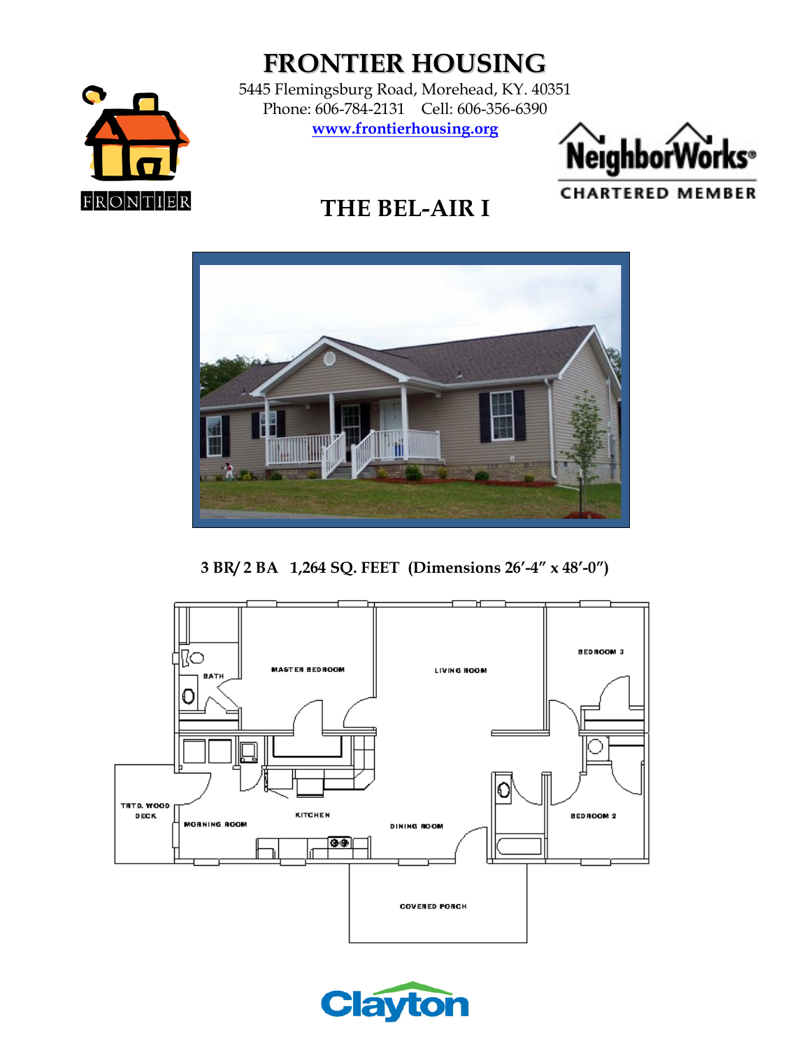# FRONTIER HOUSING

5445 Flemingsburg Road, Morehead, KY. 40351
Phone: 606-784-2131 Cell: 606-356-6390
www.frontierhousing.org

FRONTIER

NeighborWorks® CHARTERED MEMBER

## THE BEL-AIR I

**3 BR/ 2 BA 1,264 SQ. FEET (Dimensions 26'-4" x 48'-0")**

BATH
MASTER BEDROOM
LIVING ROOM
BEDROOM 3
TRTD. WOOD DECK
MORNING ROOM
KITCHEN
DINING ROOM
BEDROOM 2
COVERED PORCH

Clayton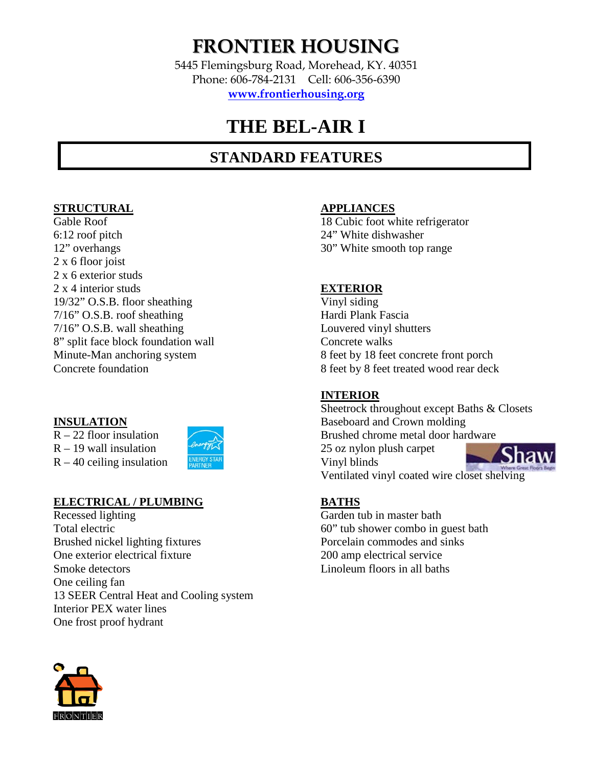# FRONTIER HOUSING

5445 Flemingsburg Road, Morehead, KY. 40351
Phone: 606-784-2131 Cell: 606-356-6390
www.frontierhousing.org

# THE BEL-AIR I

## STANDARD FEATURES

### STRUCTURAL

Gable Roof
6:12 roof pitch
12" overhangs
2 x 6 floor joist
2 x 6 exterior studs
2 x 4 interior studs
19/32" O.S.B. floor sheathing
7/16" O.S.B. roof sheathing
7/16" O.S.B. wall sheathing
8" split face block foundation wall
Minute-Man anchoring system
Concrete foundation

### INSULATION

R – 22 floor insulation
R – 19 wall insulation
R – 40 ceiling insulation

ENERGY STAR PARTNER

### ELECTRICAL / PLUMBING

Recessed lighting
Total electric
Brushed nickel lighting fixtures
One exterior electrical fixture
Smoke detectors
One ceiling fan
13 SEER Central Heat and Cooling system
Interior PEX water lines
One frost proof hydrant

### APPLIANCES

18 Cubic foot white refrigerator
24" White dishwasher
30" White smooth top range

### EXTERIOR

Vinyl siding
Hardi Plank Fascia
Louvered vinyl shutters
Concrete walks
8 feet by 18 feet concrete front porch
8 feet by 8 feet treated wood rear deck

### INTERIOR

Sheetrock throughout except Baths & Closets
Baseboard and Crown molding
Brushed chrome metal door hardware
25 oz nylon plush carpet
Vinyl blinds
Ventilated vinyl coated wire closet shelving

Shaw — Where Great Floors Begin

### BATHS

Garden tub in master bath
60" tub shower combo in guest bath
Porcelain commodes and sinks
200 amp electrical service
Linoleum floors in all baths

FRONTIER